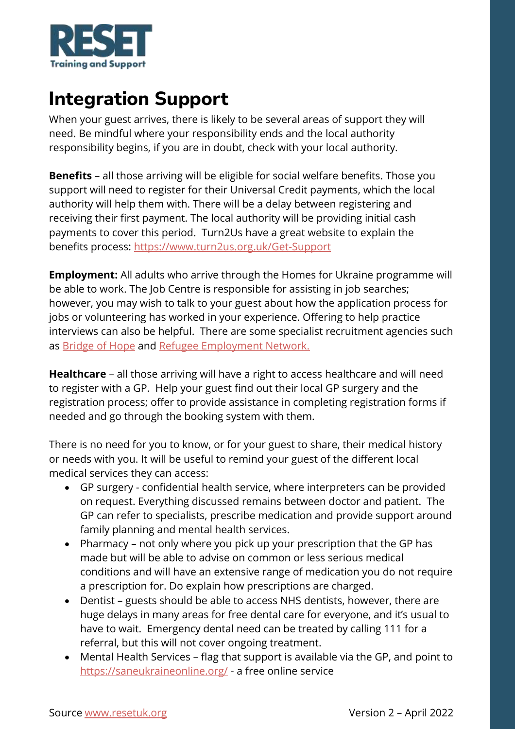RESET
Training and Support

# Integration Support

When your guest arrives, there is likely to be several areas of support they will need. Be mindful where your responsibility ends and the local authority responsibility begins, if you are in doubt, check with your local authority.

**Benefits** – all those arriving will be eligible for social welfare benefits. Those you support will need to register for their Universal Credit payments, which the local authority will help them with. There will be a delay between registering and receiving their first payment. The local authority will be providing initial cash payments to cover this period. Turn2Us have a great website to explain the benefits process: https://www.turn2us.org.uk/Get-Support

**Employment:** All adults who arrive through the Homes for Ukraine programme will be able to work. The Job Centre is responsible for assisting in job searches; however, you may wish to talk to your guest about how the application process for jobs or volunteering has worked in your experience. Offering to help practice interviews can also be helpful. There are some specialist recruitment agencies such as Bridge of Hope and Refugee Employment Network.

**Healthcare** – all those arriving will have a right to access healthcare and will need to register with a GP. Help your guest find out their local GP surgery and the registration process; offer to provide assistance in completing registration forms if needed and go through the booking system with them.

There is no need for you to know, or for your guest to share, their medical history or needs with you. It will be useful to remind your guest of the different local medical services they can access:

- GP surgery - confidential health service, where interpreters can be provided on request. Everything discussed remains between doctor and patient. The GP can refer to specialists, prescribe medication and provide support around family planning and mental health services.
- Pharmacy – not only where you pick up your prescription that the GP has made but will be able to advise on common or less serious medical conditions and will have an extensive range of medication you do not require a prescription for. Do explain how prescriptions are charged.
- Dentist – guests should be able to access NHS dentists, however, there are huge delays in many areas for free dental care for everyone, and it's usual to have to wait. Emergency dental need can be treated by calling 111 for a referral, but this will not cover ongoing treatment.
- Mental Health Services – flag that support is available via the GP, and point to https://saneukraineonline.org/ - a free online service

Source www.resetuk.org Version 2 – April 2022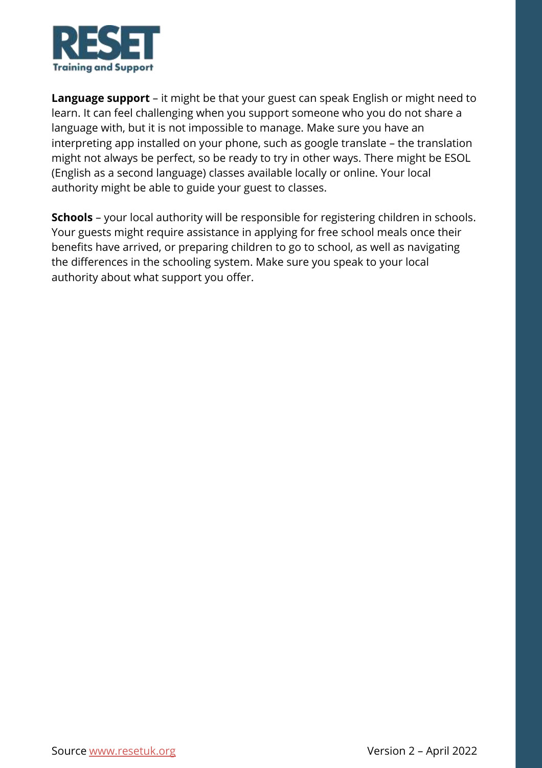**Language support** – it might be that your guest can speak English or might need to learn. It can feel challenging when you support someone who you do not share a language with, but it is not impossible to manage. Make sure you have an interpreting app installed on your phone, such as google translate – the translation might not always be perfect, so be ready to try in other ways. There might be ESOL (English as a second language) classes available locally or online. Your local authority might be able to guide your guest to classes.

**Schools** – your local authority will be responsible for registering children in schools. Your guests might require assistance in applying for free school meals once their benefits have arrived, or preparing children to go to school, as well as navigating the differences in the schooling system. Make sure you speak to your local authority about what support you offer.